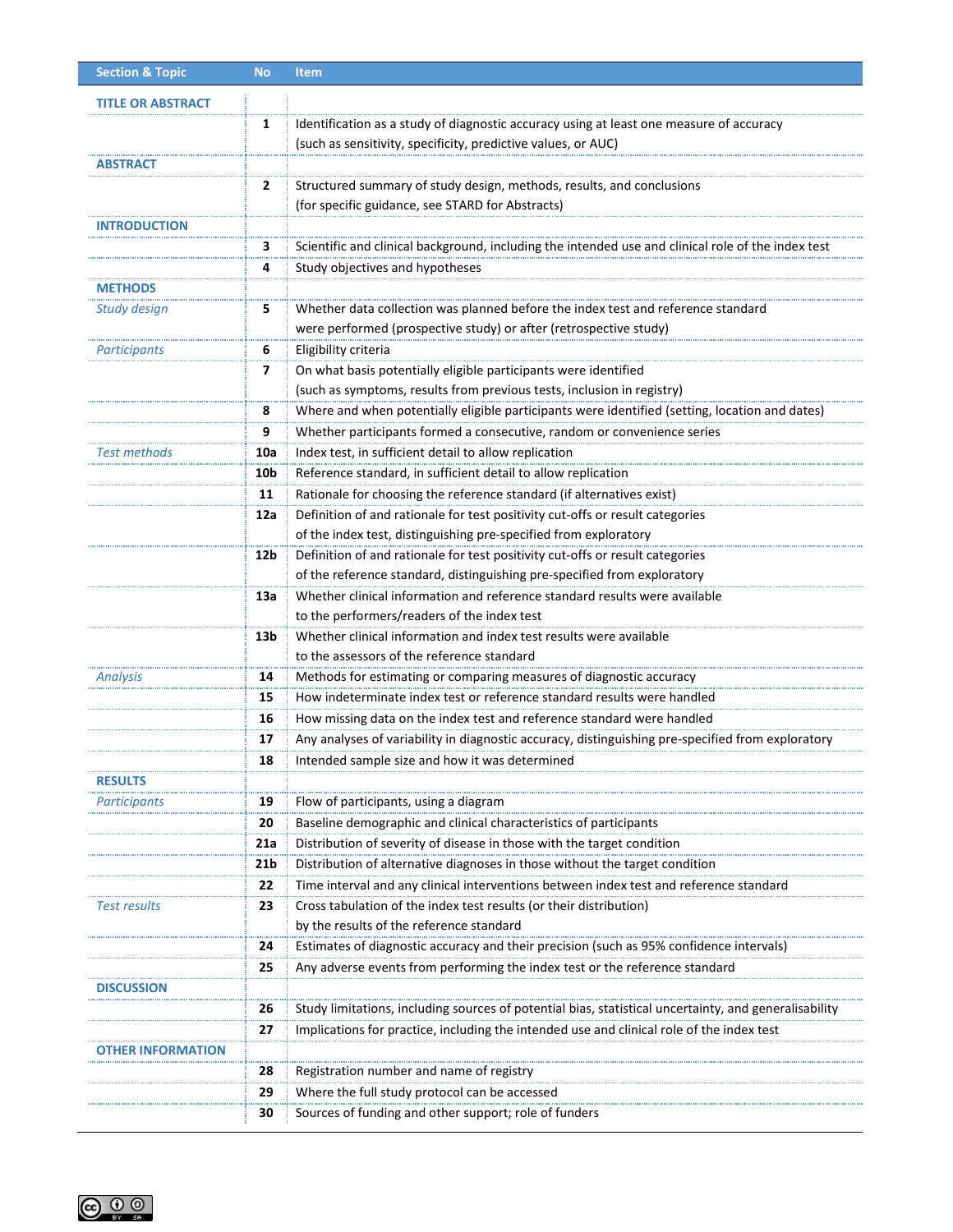| Section & Topic | No | Item |
|---|---|---|
| **TITLE OR ABSTRACT** | | |
| | **1** | Identification as a study of diagnostic accuracy using at least one measure of accuracy (such as sensitivity, specificity, predictive values, or AUC) |
| **ABSTRACT** | | |
| | **2** | Structured summary of study design, methods, results, and conclusions (for specific guidance, see STARD for Abstracts) |
| **INTRODUCTION** | | |
| | **3** | Scientific and clinical background, including the intended use and clinical role of the index test |
| | **4** | Study objectives and hypotheses |
| **METHODS** | | |
| *Study design* | **5** | Whether data collection was planned before the index test and reference standard were performed (prospective study) or after (retrospective study) |
| *Participants* | **6** | Eligibility criteria |
| | **7** | On what basis potentially eligible participants were identified (such as symptoms, results from previous tests, inclusion in registry) |
| | **8** | Where and when potentially eligible participants were identified (setting, location and dates) |
| | **9** | Whether participants formed a consecutive, random or convenience series |
| *Test methods* | **10a** | Index test, in sufficient detail to allow replication |
| | **10b** | Reference standard, in sufficient detail to allow replication |
| | **11** | Rationale for choosing the reference standard (if alternatives exist) |
| | **12a** | Definition of and rationale for test positivity cut-offs or result categories of the index test, distinguishing pre-specified from exploratory |
| | **12b** | Definition of and rationale for test positivity cut-offs or result categories of the reference standard, distinguishing pre-specified from exploratory |
| | **13a** | Whether clinical information and reference standard results were available to the performers/readers of the index test |
| | **13b** | Whether clinical information and index test results were available to the assessors of the reference standard |
| *Analysis* | **14** | Methods for estimating or comparing measures of diagnostic accuracy |
| | **15** | How indeterminate index test or reference standard results were handled |
| | **16** | How missing data on the index test and reference standard were handled |
| | **17** | Any analyses of variability in diagnostic accuracy, distinguishing pre-specified from exploratory |
| | **18** | Intended sample size and how it was determined |
| **RESULTS** | | |
| *Participants* | **19** | Flow of participants, using a diagram |
| | **20** | Baseline demographic and clinical characteristics of participants |
| | **21a** | Distribution of severity of disease in those with the target condition |
| | **21b** | Distribution of alternative diagnoses in those without the target condition |
| | **22** | Time interval and any clinical interventions between index test and reference standard |
| *Test results* | **23** | Cross tabulation of the index test results (or their distribution) by the results of the reference standard |
| | **24** | Estimates of diagnostic accuracy and their precision (such as 95% confidence intervals) |
| | **25** | Any adverse events from performing the index test or the reference standard |
| **DISCUSSION** | | |
| | **26** | Study limitations, including sources of potential bias, statistical uncertainty, and generalisability |
| | **27** | Implications for practice, including the intended use and clinical role of the index test |
| **OTHER INFORMATION** | | |
| | **28** | Registration number and name of registry |
| | **29** | Where the full study protocol can be accessed |
| | **30** | Sources of funding and other support; role of funders |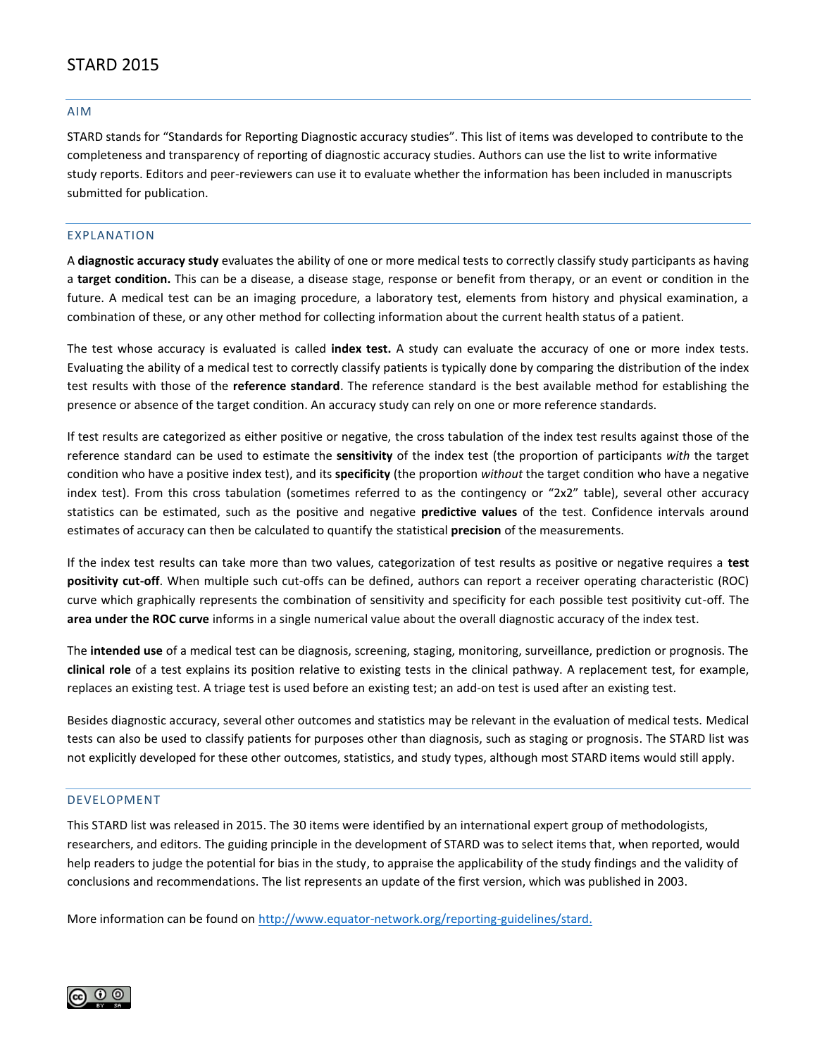# STARD 2015

## AIM

STARD stands for “Standards for Reporting Diagnostic accuracy studies”. This list of items was developed to contribute to the completeness and transparency of reporting of diagnostic accuracy studies. Authors can use the list to write informative study reports. Editors and peer-reviewers can use it to evaluate whether the information has been included in manuscripts submitted for publication.

## EXPLANATION

A **diagnostic accuracy study** evaluates the ability of one or more medical tests to correctly classify study participants as having a **target condition.** This can be a disease, a disease stage, response or benefit from therapy, or an event or condition in the future. A medical test can be an imaging procedure, a laboratory test, elements from history and physical examination, a combination of these, or any other method for collecting information about the current health status of a patient.

The test whose accuracy is evaluated is called **index test.** A study can evaluate the accuracy of one or more index tests. Evaluating the ability of a medical test to correctly classify patients is typically done by comparing the distribution of the index test results with those of the **reference standard**. The reference standard is the best available method for establishing the presence or absence of the target condition. An accuracy study can rely on one or more reference standards.

If test results are categorized as either positive or negative, the cross tabulation of the index test results against those of the reference standard can be used to estimate the **sensitivity** of the index test (the proportion of participants *with* the target condition who have a positive index test), and its **specificity** (the proportion *without* the target condition who have a negative index test). From this cross tabulation (sometimes referred to as the contingency or “2x2” table), several other accuracy statistics can be estimated, such as the positive and negative **predictive values** of the test. Confidence intervals around estimates of accuracy can then be calculated to quantify the statistical **precision** of the measurements.

If the index test results can take more than two values, categorization of test results as positive or negative requires a **test positivity cut-off**. When multiple such cut-offs can be defined, authors can report a receiver operating characteristic (ROC) curve which graphically represents the combination of sensitivity and specificity for each possible test positivity cut-off. The **area under the ROC curve** informs in a single numerical value about the overall diagnostic accuracy of the index test.

The **intended use** of a medical test can be diagnosis, screening, staging, monitoring, surveillance, prediction or prognosis. The **clinical role** of a test explains its position relative to existing tests in the clinical pathway. A replacement test, for example, replaces an existing test. A triage test is used before an existing test; an add-on test is used after an existing test.

Besides diagnostic accuracy, several other outcomes and statistics may be relevant in the evaluation of medical tests. Medical tests can also be used to classify patients for purposes other than diagnosis, such as staging or prognosis. The STARD list was not explicitly developed for these other outcomes, statistics, and study types, although most STARD items would still apply.

## DEVELOPMENT

This STARD list was released in 2015. The 30 items were identified by an international expert group of methodologists, researchers, and editors. The guiding principle in the development of STARD was to select items that, when reported, would help readers to judge the potential for bias in the study, to appraise the applicability of the study findings and the validity of conclusions and recommendations. The list represents an update of the first version, which was published in 2003.

More information can be found on http://www.equator-network.org/reporting-guidelines/stard.